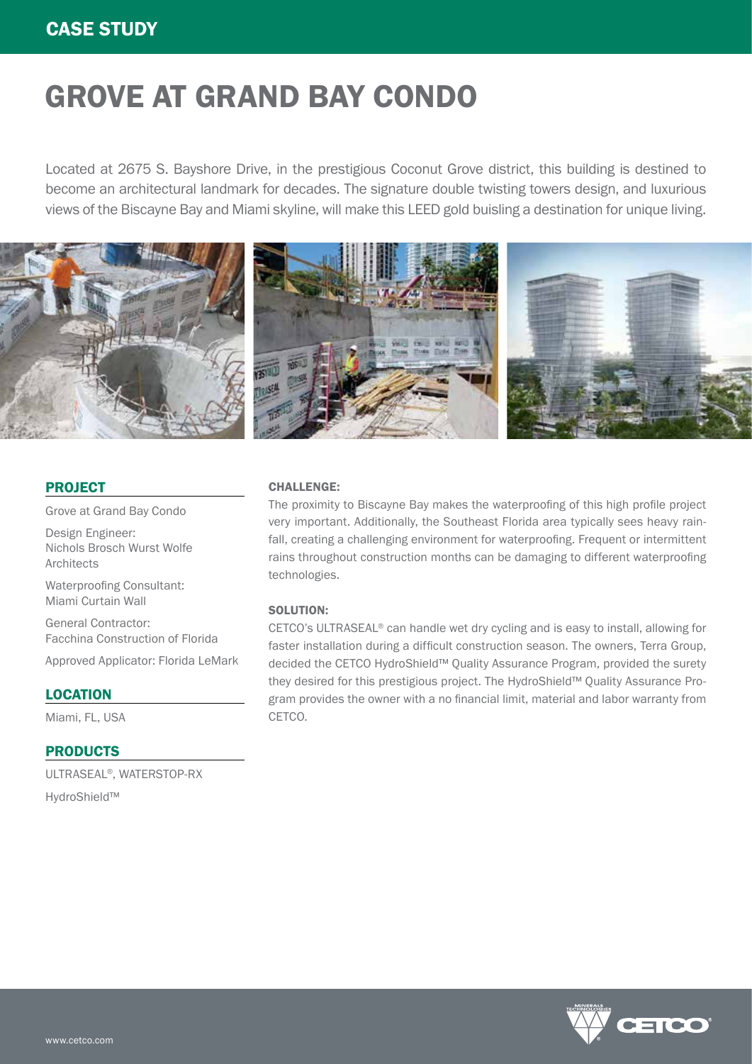CASE STUDY

# GROVE AT GRAND BAY CONDO

Located at 2675 S. Bayshore Drive, in the prestigious Coconut Grove district, this building is destined to become an architectural landmark for decades. The signature double twisting towers design, and luxurious views of the Biscayne Bay and Miami skyline, will make this LEED gold buisling a destination for unique living.

## PROJECT

Grove at Grand Bay Condo

Design Engineer:
Nichols Brosch Wurst Wolfe Architects

Waterproofing Consultant:
Miami Curtain Wall

General Contractor:
Facchina Construction of Florida

Approved Applicator: Florida LeMark

## LOCATION

Miami, FL, USA

## PRODUCTS

ULTRASEAL®, WATERSTOP-RX

HydroShield™

### CHALLENGE:

The proximity to Biscayne Bay makes the waterproofing of this high profile project very important. Additionally, the Southeast Florida area typically sees heavy rainfall, creating a challenging environment for waterproofing. Frequent or intermittent rains throughout construction months can be damaging to different waterproofing technologies.

### SOLUTION:

CETCO's ULTRASEAL® can handle wet dry cycling and is easy to install, allowing for faster installation during a difficult construction season. The owners, Terra Group, decided the CETCO HydroShield™ Quality Assurance Program, provided the surety they desired for this prestigious project. The HydroShield™ Quality Assurance Program provides the owner with a no financial limit, material and labor warranty from CETCO.

www.cetco.com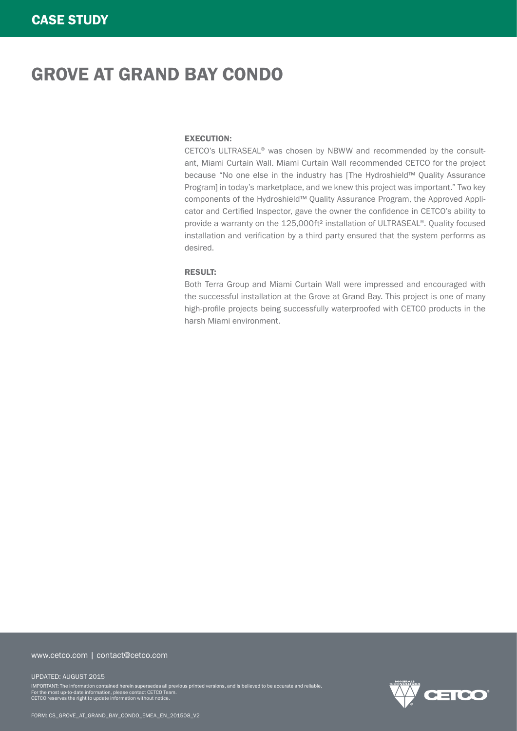# GROVE AT GRAND BAY CONDO

### EXECUTION:

CETCO's ULTRASEAL® was chosen by NBWW and recommended by the consultant, Miami Curtain Wall. Miami Curtain Wall recommended CETCO for the project because "No one else in the industry has [The Hydroshield™ Quality Assurance Program] in today's marketplace, and we knew this project was important." Two key components of the Hydroshield™ Quality Assurance Program, the Approved Applicator and Certified Inspector, gave the owner the confidence in CETCO's ability to provide a warranty on the 125,000ft² installation of ULTRASEAL®. Quality focused installation and verification by a third party ensured that the system performs as desired.

### RESULT:

Both Terra Group and Miami Curtain Wall were impressed and encouraged with the successful installation at the Grove at Grand Bay. This project is one of many high-profile projects being successfully waterproofed with CETCO products in the harsh Miami environment.

www.cetco.com | contact@cetco.com

UPDATED: AUGUST 2015

IMPORTANT: The information contained herein supersedes all previous printed versions, and is believed to be accurate and reliable.
For the most up-to-date information, please contact CETCO Team.
CETCO reserves the right to update information without notice.

FORM: CS_GROVE_AT_GRAND_BAY_CONDO_EMEA_EN_201508_V2